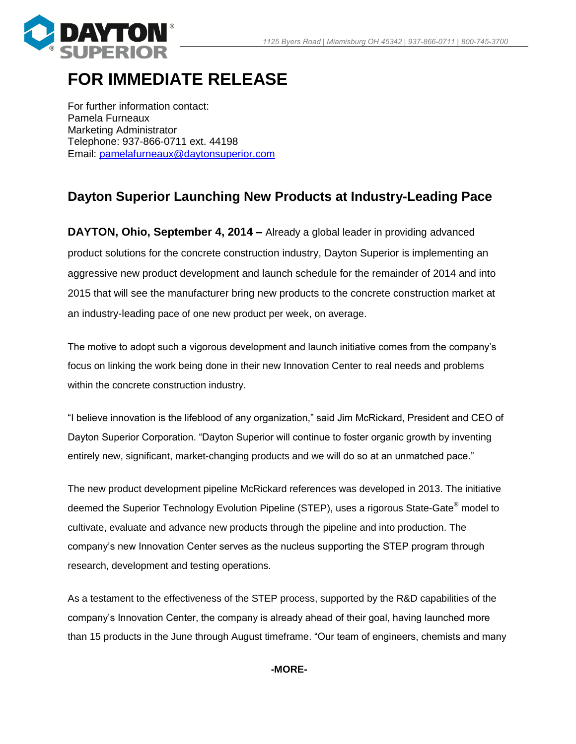# FOR IMMEDIATE RELEASE

For further information contact:
Pamela Furneaux
Marketing Administrator
Telephone: 937-866-0711 ext. 44198
Email: pamelafurneaux@daytonsuperior.com

## Dayton Superior Launching New Products at Industry-Leading Pace

**DAYTON, Ohio, September 4, 2014 –** Already a global leader in providing advanced product solutions for the concrete construction industry, Dayton Superior is implementing an aggressive new product development and launch schedule for the remainder of 2014 and into 2015 that will see the manufacturer bring new products to the concrete construction market at an industry-leading pace of one new product per week, on average.

The motive to adopt such a vigorous development and launch initiative comes from the company's focus on linking the work being done in their new Innovation Center to real needs and problems within the concrete construction industry.

"I believe innovation is the lifeblood of any organization," said Jim McRickard, President and CEO of Dayton Superior Corporation. "Dayton Superior will continue to foster organic growth by inventing entirely new, significant, market-changing products and we will do so at an unmatched pace."

The new product development pipeline McRickard references was developed in 2013. The initiative deemed the Superior Technology Evolution Pipeline (STEP), uses a rigorous State-Gate® model to cultivate, evaluate and advance new products through the pipeline and into production. The company's new Innovation Center serves as the nucleus supporting the STEP program through research, development and testing operations.

As a testament to the effectiveness of the STEP process, supported by the R&D capabilities of the company's Innovation Center, the company is already ahead of their goal, having launched more than 15 products in the June through August timeframe. "Our team of engineers, chemists and many

**-MORE-**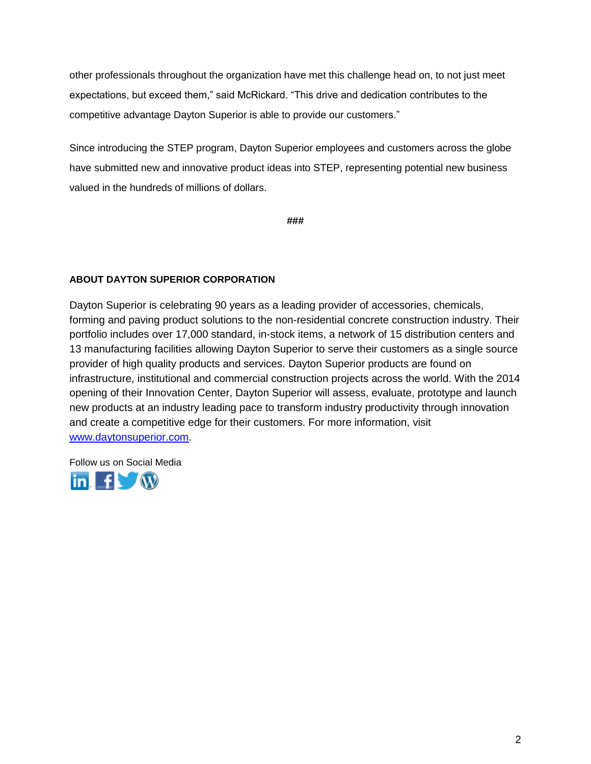other professionals throughout the organization have met this challenge head on, to not just meet expectations, but exceed them," said McRickard. "This drive and dedication contributes to the competitive advantage Dayton Superior is able to provide our customers."

Since introducing the STEP program, Dayton Superior employees and customers across the globe have submitted new and innovative product ideas into STEP, representing potential new business valued in the hundreds of millions of dollars.

###

**ABOUT DAYTON SUPERIOR CORPORATION**

Dayton Superior is celebrating 90 years as a leading provider of accessories, chemicals, forming and paving product solutions to the non-residential concrete construction industry. Their portfolio includes over 17,000 standard, in-stock items, a network of 15 distribution centers and 13 manufacturing facilities allowing Dayton Superior to serve their customers as a single source provider of high quality products and services. Dayton Superior products are found on infrastructure, institutional and commercial construction projects across the world. With the 2014 opening of their Innovation Center, Dayton Superior will assess, evaluate, prototype and launch new products at an industry leading pace to transform industry productivity through innovation and create a competitive edge for their customers. For more information, visit [www.daytonsuperior.com](http://www.daytonsuperior.com).

Follow us on Social Media